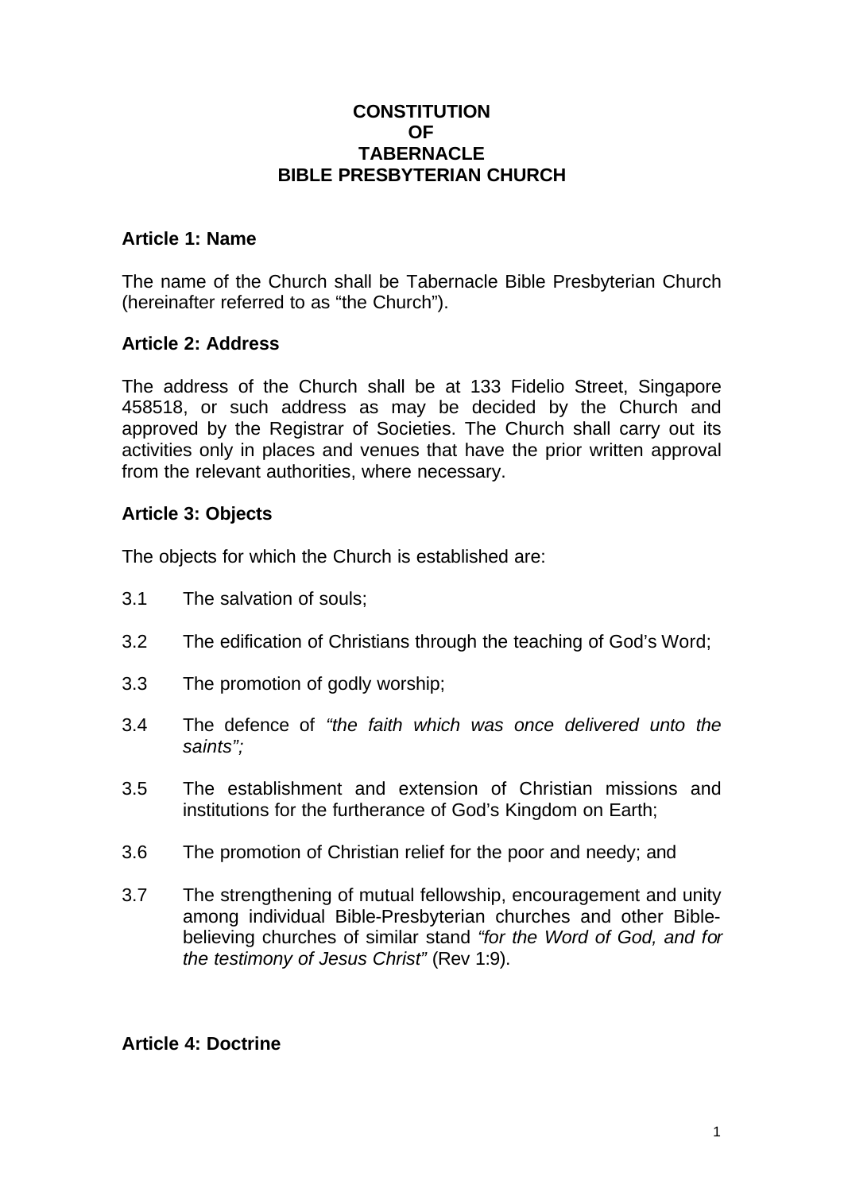# CONSTITUTION OF TABERNACLE BIBLE PRESBYTERIAN CHURCH

## Article 1: Name

The name of the Church shall be Tabernacle Bible Presbyterian Church (hereinafter referred to as "the Church").

## Article 2: Address

The address of the Church shall be at 133 Fidelio Street, Singapore 458518, or such address as may be decided by the Church and approved by the Registrar of Societies. The Church shall carry out its activities only in places and venues that have the prior written approval from the relevant authorities, where necessary.

## Article 3: Objects

The objects for which the Church is established are:

3.1 The salvation of souls;

3.2 The edification of Christians through the teaching of God's Word;

3.3 The promotion of godly worship;

3.4 The defence of *"the faith which was once delivered unto the saints";*

3.5 The establishment and extension of Christian missions and institutions for the furtherance of God's Kingdom on Earth;

3.6 The promotion of Christian relief for the poor and needy; and

3.7 The strengthening of mutual fellowship, encouragement and unity among individual Bible-Presbyterian churches and other Bible-believing churches of similar stand *"for the Word of God, and for the testimony of Jesus Christ"* (Rev 1:9).

## Article 4: Doctrine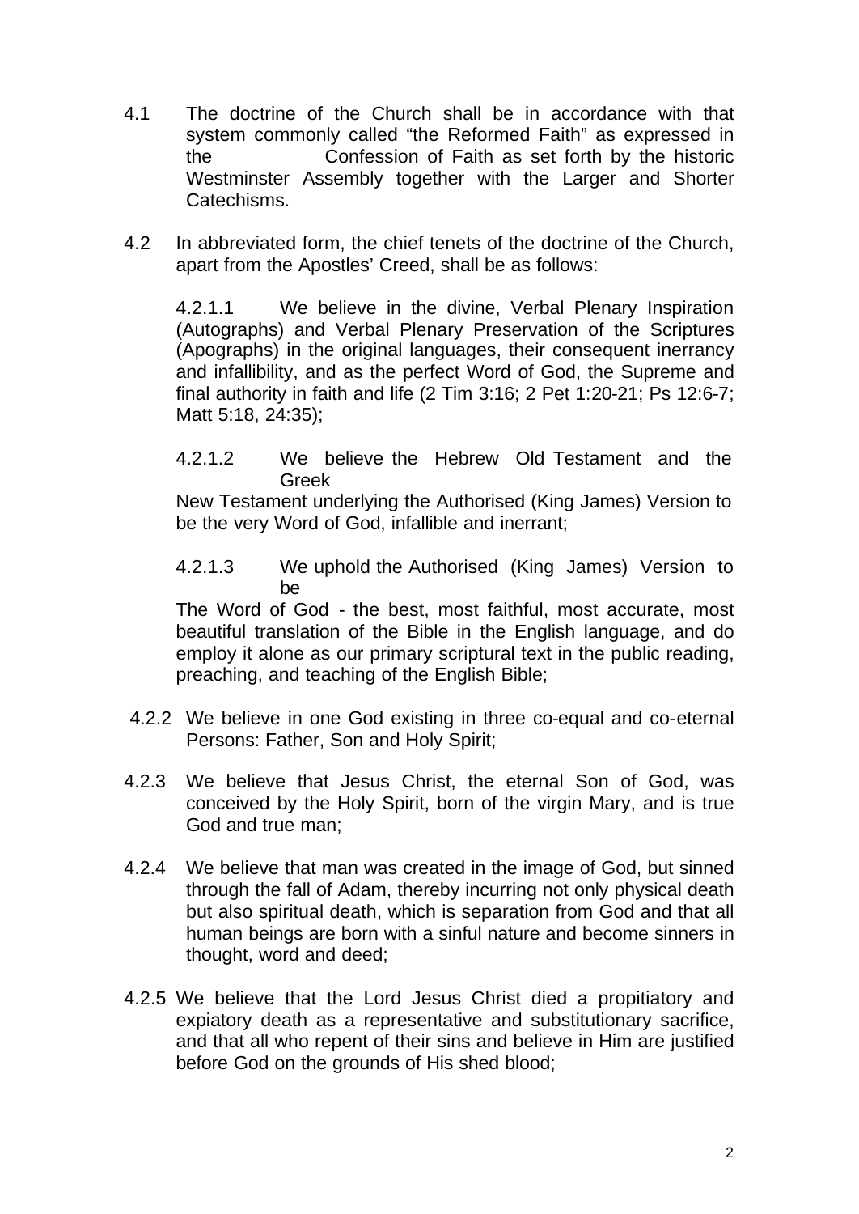4.1 The doctrine of the Church shall be in accordance with that system commonly called "the Reformed Faith" as expressed in the Confession of Faith as set forth by the historic Westminster Assembly together with the Larger and Shorter Catechisms.

4.2 In abbreviated form, the chief tenets of the doctrine of the Church, apart from the Apostles' Creed, shall be as follows:

4.2.1.1 We believe in the divine, Verbal Plenary Inspiration (Autographs) and Verbal Plenary Preservation of the Scriptures (Apographs) in the original languages, their consequent inerrancy and infallibility, and as the perfect Word of God, the Supreme and final authority in faith and life (2 Tim 3:16; 2 Pet 1:20-21; Ps 12:6-7; Matt 5:18, 24:35);

4.2.1.2 We believe the Hebrew Old Testament and the Greek New Testament underlying the Authorised (King James) Version to be the very Word of God, infallible and inerrant;

4.2.1.3 We uphold the Authorised (King James) Version to be The Word of God - the best, most faithful, most accurate, most beautiful translation of the Bible in the English language, and do employ it alone as our primary scriptural text in the public reading, preaching, and teaching of the English Bible;

4.2.2 We believe in one God existing in three co-equal and co-eternal Persons: Father, Son and Holy Spirit;

4.2.3 We believe that Jesus Christ, the eternal Son of God, was conceived by the Holy Spirit, born of the virgin Mary, and is true God and true man;

4.2.4 We believe that man was created in the image of God, but sinned through the fall of Adam, thereby incurring not only physical death but also spiritual death, which is separation from God and that all human beings are born with a sinful nature and become sinners in thought, word and deed;

4.2.5 We believe that the Lord Jesus Christ died a propitiatory and expiatory death as a representative and substitutionary sacrifice, and that all who repent of their sins and believe in Him are justified before God on the grounds of His shed blood;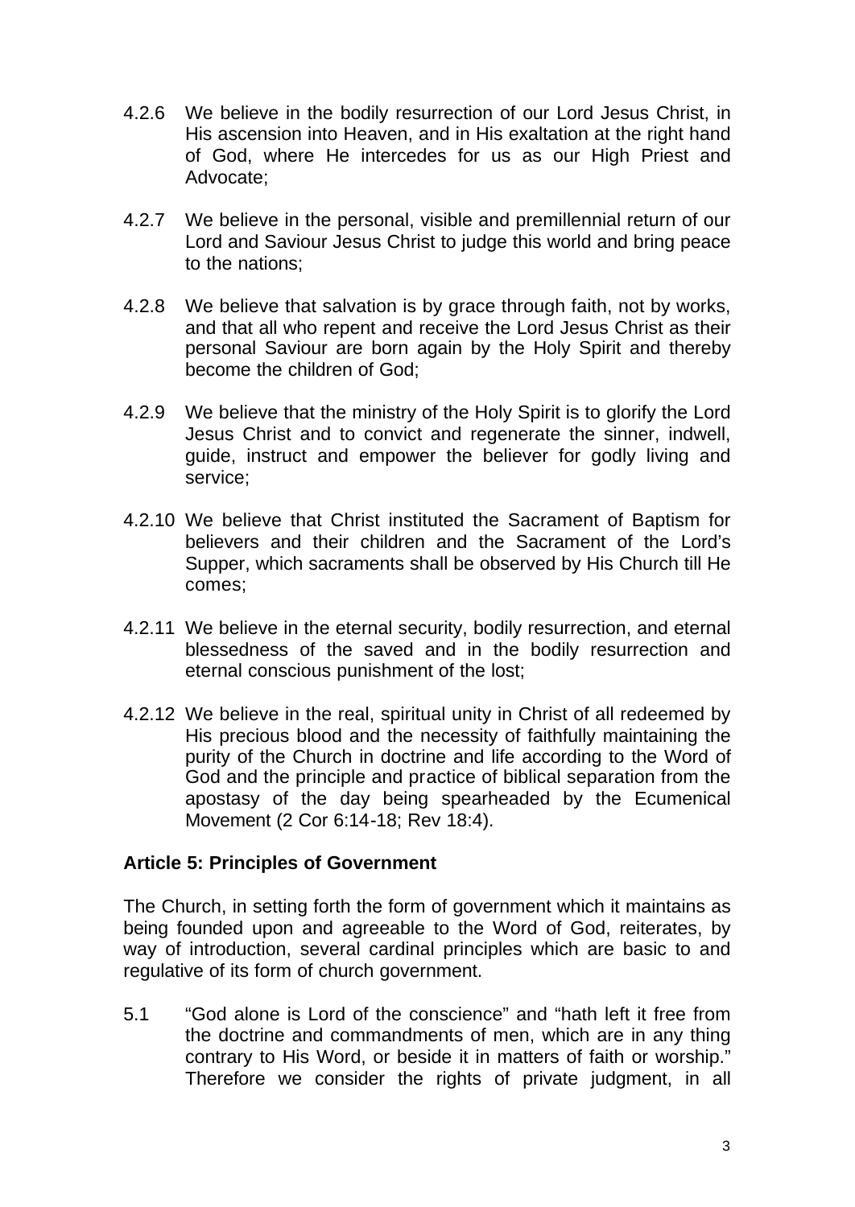4.2.6 We believe in the bodily resurrection of our Lord Jesus Christ, in His ascension into Heaven, and in His exaltation at the right hand of God, where He intercedes for us as our High Priest and Advocate;

4.2.7 We believe in the personal, visible and premillennial return of our Lord and Saviour Jesus Christ to judge this world and bring peace to the nations;

4.2.8 We believe that salvation is by grace through faith, not by works, and that all who repent and receive the Lord Jesus Christ as their personal Saviour are born again by the Holy Spirit and thereby become the children of God;

4.2.9 We believe that the ministry of the Holy Spirit is to glorify the Lord Jesus Christ and to convict and regenerate the sinner, indwell, guide, instruct and empower the believer for godly living and service;

4.2.10 We believe that Christ instituted the Sacrament of Baptism for believers and their children and the Sacrament of the Lord's Supper, which sacraments shall be observed by His Church till He comes;

4.2.11 We believe in the eternal security, bodily resurrection, and eternal blessedness of the saved and in the bodily resurrection and eternal conscious punishment of the lost;

4.2.12 We believe in the real, spiritual unity in Christ of all redeemed by His precious blood and the necessity of faithfully maintaining the purity of the Church in doctrine and life according to the Word of God and the principle and practice of biblical separation from the apostasy of the day being spearheaded by the Ecumenical Movement (2 Cor 6:14-18; Rev 18:4).

### Article 5: Principles of Government

The Church, in setting forth the form of government which it maintains as being founded upon and agreeable to the Word of God, reiterates, by way of introduction, several cardinal principles which are basic to and regulative of its form of church government.

5.1 "God alone is Lord of the conscience" and "hath left it free from the doctrine and commandments of men, which are in any thing contrary to His Word, or beside it in matters of faith or worship." Therefore we consider the rights of private judgment, in all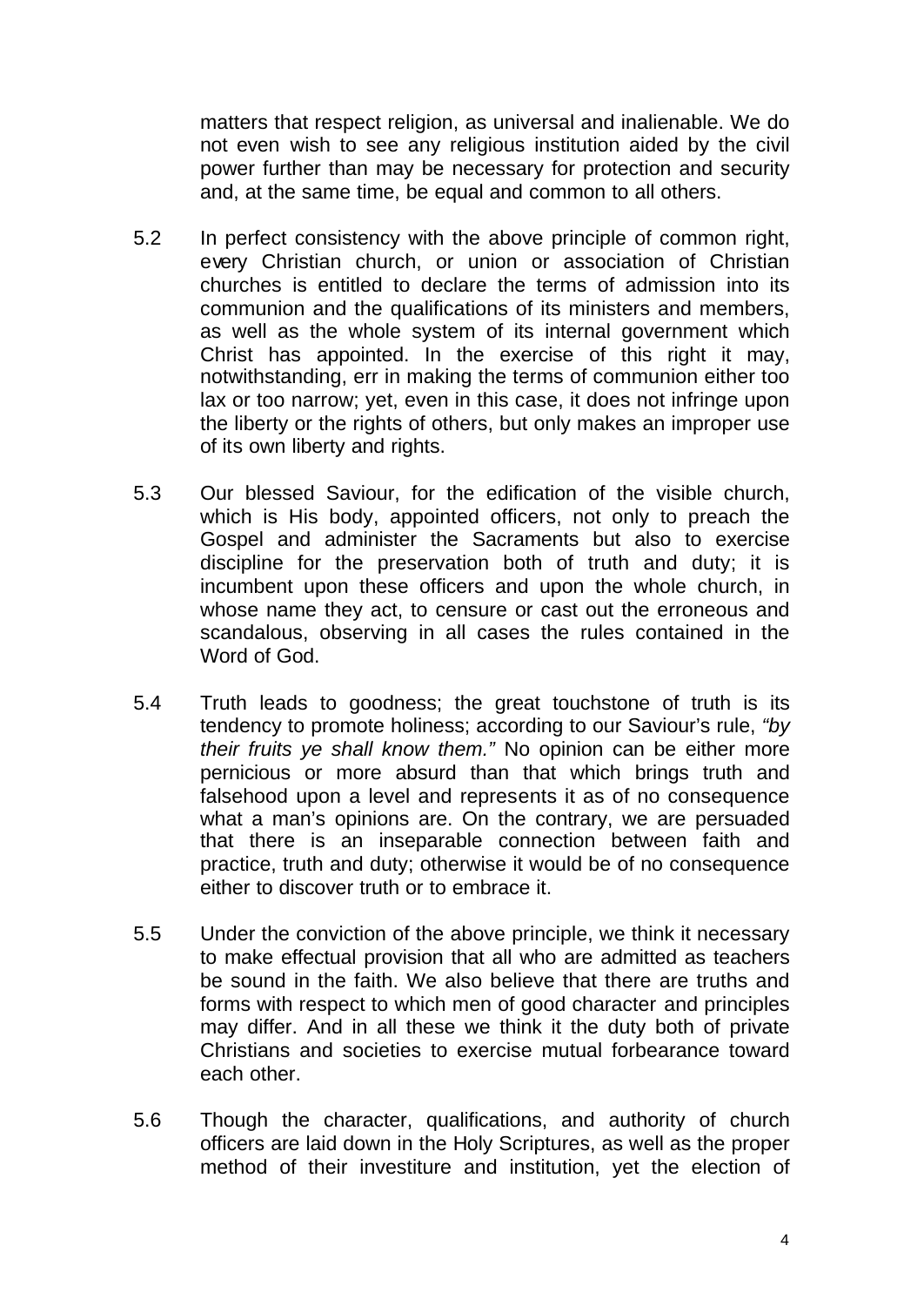matters that respect religion, as universal and inalienable. We do not even wish to see any religious institution aided by the civil power further than may be necessary for protection and security and, at the same time, be equal and common to all others.

5.2 In perfect consistency with the above principle of common right, every Christian church, or union or association of Christian churches is entitled to declare the terms of admission into its communion and the qualifications of its ministers and members, as well as the whole system of its internal government which Christ has appointed. In the exercise of this right it may, notwithstanding, err in making the terms of communion either too lax or too narrow; yet, even in this case, it does not infringe upon the liberty or the rights of others, but only makes an improper use of its own liberty and rights.

5.3 Our blessed Saviour, for the edification of the visible church, which is His body, appointed officers, not only to preach the Gospel and administer the Sacraments but also to exercise discipline for the preservation both of truth and duty; it is incumbent upon these officers and upon the whole church, in whose name they act, to censure or cast out the erroneous and scandalous, observing in all cases the rules contained in the Word of God.

5.4 Truth leads to goodness; the great touchstone of truth is its tendency to promote holiness; according to our Saviour's rule, *"by their fruits ye shall know them."* No opinion can be either more pernicious or more absurd than that which brings truth and falsehood upon a level and represents it as of no consequence what a man's opinions are. On the contrary, we are persuaded that there is an inseparable connection between faith and practice, truth and duty; otherwise it would be of no consequence either to discover truth or to embrace it.

5.5 Under the conviction of the above principle, we think it necessary to make effectual provision that all who are admitted as teachers be sound in the faith. We also believe that there are truths and forms with respect to which men of good character and principles may differ. And in all these we think it the duty both of private Christians and societies to exercise mutual forbearance toward each other.

5.6 Though the character, qualifications, and authority of church officers are laid down in the Holy Scriptures, as well as the proper method of their investiture and institution, yet the election of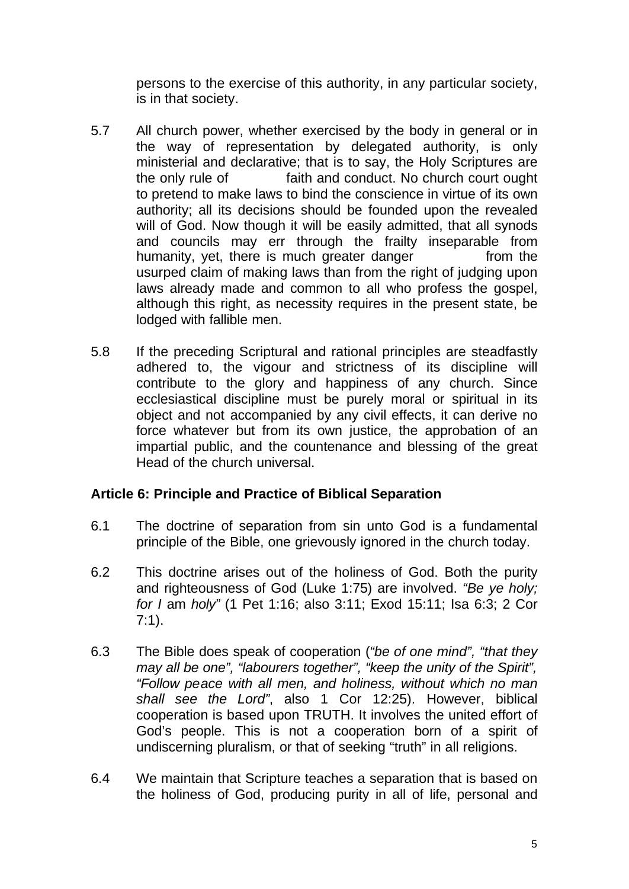persons to the exercise of this authority, in any particular society, is in that society.

5.7 All church power, whether exercised by the body in general or in the way of representation by delegated authority, is only ministerial and declarative; that is to say, the Holy Scriptures are the only rule of faith and conduct. No church court ought to pretend to make laws to bind the conscience in virtue of its own authority; all its decisions should be founded upon the revealed will of God. Now though it will be easily admitted, that all synods and councils may err through the frailty inseparable from humanity, yet, there is much greater danger from the usurped claim of making laws than from the right of judging upon laws already made and common to all who profess the gospel, although this right, as necessity requires in the present state, be lodged with fallible men.

5.8 If the preceding Scriptural and rational principles are steadfastly adhered to, the vigour and strictness of its discipline will contribute to the glory and happiness of any church. Since ecclesiastical discipline must be purely moral or spiritual in its object and not accompanied by any civil effects, it can derive no force whatever but from its own justice, the approbation of an impartial public, and the countenance and blessing of the great Head of the church universal.

**Article 6: Principle and Practice of Biblical Separation**

6.1 The doctrine of separation from sin unto God is a fundamental principle of the Bible, one grievously ignored in the church today.

6.2 This doctrine arises out of the holiness of God. Both the purity and righteousness of God (Luke 1:75) are involved. *"Be ye holy; for I* am *holy"* (1 Pet 1:16; also 3:11; Exod 15:11; Isa 6:3; 2 Cor 7:1).

6.3 The Bible does speak of cooperation (*"be of one mind", "that they may all be one", "labourers together", "keep the unity of the Spirit", "Follow peace with all men, and holiness, without which no man shall see the Lord"*, also 1 Cor 12:25). However, biblical cooperation is based upon TRUTH. It involves the united effort of God's people. This is not a cooperation born of a spirit of undiscerning pluralism, or that of seeking "truth" in all religions.

6.4 We maintain that Scripture teaches a separation that is based on the holiness of God, producing purity in all of life, personal and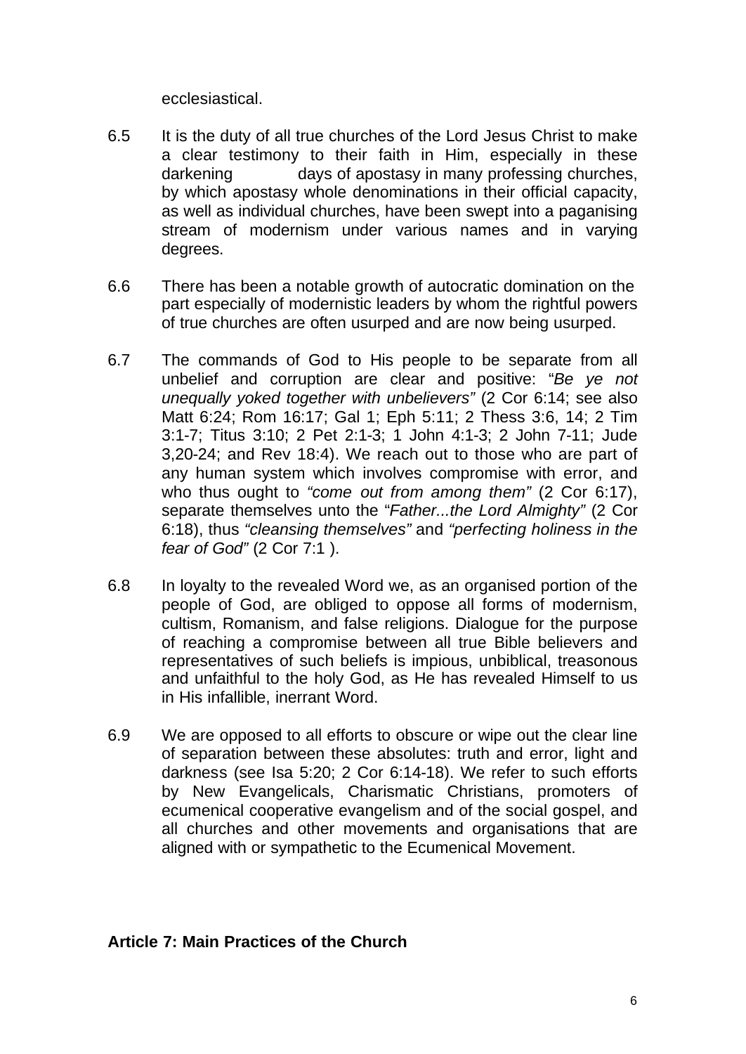ecclesiastical.

6.5 It is the duty of all true churches of the Lord Jesus Christ to make a clear testimony to their faith in Him, especially in these darkening days of apostasy in many professing churches, by which apostasy whole denominations in their official capacity, as well as individual churches, have been swept into a paganising stream of modernism under various names and in varying degrees.

6.6 There has been a notable growth of autocratic domination on the part especially of modernistic leaders by whom the rightful powers of true churches are often usurped and are now being usurped.

6.7 The commands of God to His people to be separate from all unbelief and corruption are clear and positive: "*Be ye not unequally yoked together with unbelievers"* (2 Cor 6:14; see also Matt 6:24; Rom 16:17; Gal 1; Eph 5:11; 2 Thess 3:6, 14; 2 Tim 3:1-7; Titus 3:10; 2 Pet 2:1-3; 1 John 4:1-3; 2 John 7-11; Jude 3,20-24; and Rev 18:4). We reach out to those who are part of any human system which involves compromise with error, and who thus ought to *"come out from among them"* (2 Cor 6:17), separate themselves unto the "*Father...the Lord Almighty"* (2 Cor 6:18), thus *"cleansing themselves"* and *"perfecting holiness in the fear of God"* (2 Cor 7:1 ).

6.8 In loyalty to the revealed Word we, as an organised portion of the people of God, are obliged to oppose all forms of modernism, cultism, Romanism, and false religions. Dialogue for the purpose of reaching a compromise between all true Bible believers and representatives of such beliefs is impious, unbiblical, treasonous and unfaithful to the holy God, as He has revealed Himself to us in His infallible, inerrant Word.

6.9 We are opposed to all efforts to obscure or wipe out the clear line of separation between these absolutes: truth and error, light and darkness (see Isa 5:20; 2 Cor 6:14-18). We refer to such efforts by New Evangelicals, Charismatic Christians, promoters of ecumenical cooperative evangelism and of the social gospel, and all churches and other movements and organisations that are aligned with or sympathetic to the Ecumenical Movement.

**Article 7: Main Practices of the Church**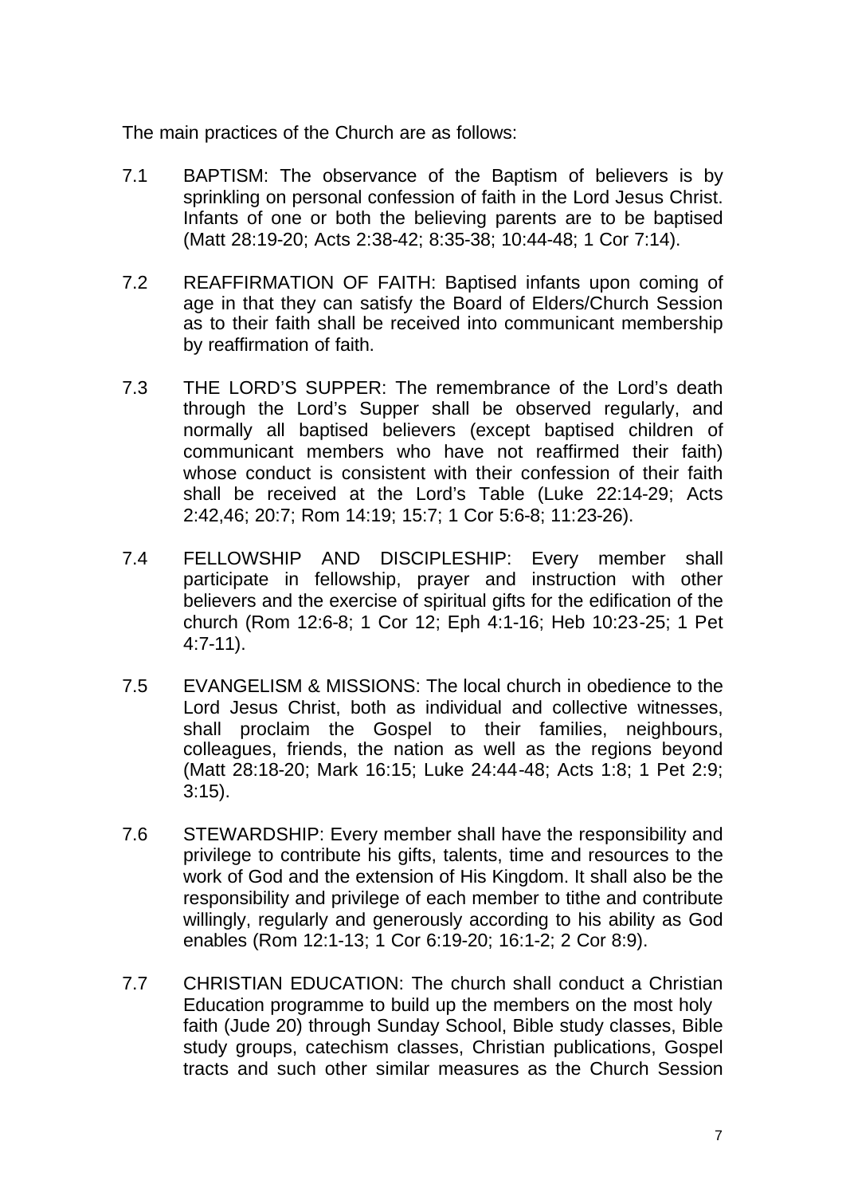The main practices of the Church are as follows:

7.1 BAPTISM: The observance of the Baptism of believers is by sprinkling on personal confession of faith in the Lord Jesus Christ. Infants of one or both the believing parents are to be baptised (Matt 28:19-20; Acts 2:38-42; 8:35-38; 10:44-48; 1 Cor 7:14).

7.2 REAFFIRMATION OF FAITH: Baptised infants upon coming of age in that they can satisfy the Board of Elders/Church Session as to their faith shall be received into communicant membership by reaffirmation of faith.

7.3 THE LORD'S SUPPER: The remembrance of the Lord's death through the Lord's Supper shall be observed regularly, and normally all baptised believers (except baptised children of communicant members who have not reaffirmed their faith) whose conduct is consistent with their confession of their faith shall be received at the Lord's Table (Luke 22:14-29; Acts 2:42,46; 20:7; Rom 14:19; 15:7; 1 Cor 5:6-8; 11:23-26).

7.4 FELLOWSHIP AND DISCIPLESHIP: Every member shall participate in fellowship, prayer and instruction with other believers and the exercise of spiritual gifts for the edification of the church (Rom 12:6-8; 1 Cor 12; Eph 4:1-16; Heb 10:23-25; 1 Pet 4:7-11).

7.5 EVANGELISM & MISSIONS: The local church in obedience to the Lord Jesus Christ, both as individual and collective witnesses, shall proclaim the Gospel to their families, neighbours, colleagues, friends, the nation as well as the regions beyond (Matt 28:18-20; Mark 16:15; Luke 24:44-48; Acts 1:8; 1 Pet 2:9; 3:15).

7.6 STEWARDSHIP: Every member shall have the responsibility and privilege to contribute his gifts, talents, time and resources to the work of God and the extension of His Kingdom. It shall also be the responsibility and privilege of each member to tithe and contribute willingly, regularly and generously according to his ability as God enables (Rom 12:1-13; 1 Cor 6:19-20; 16:1-2; 2 Cor 8:9).

7.7 CHRISTIAN EDUCATION: The church shall conduct a Christian Education programme to build up the members on the most holy faith (Jude 20) through Sunday School, Bible study classes, Bible study groups, catechism classes, Christian publications, Gospel tracts and such other similar measures as the Church Session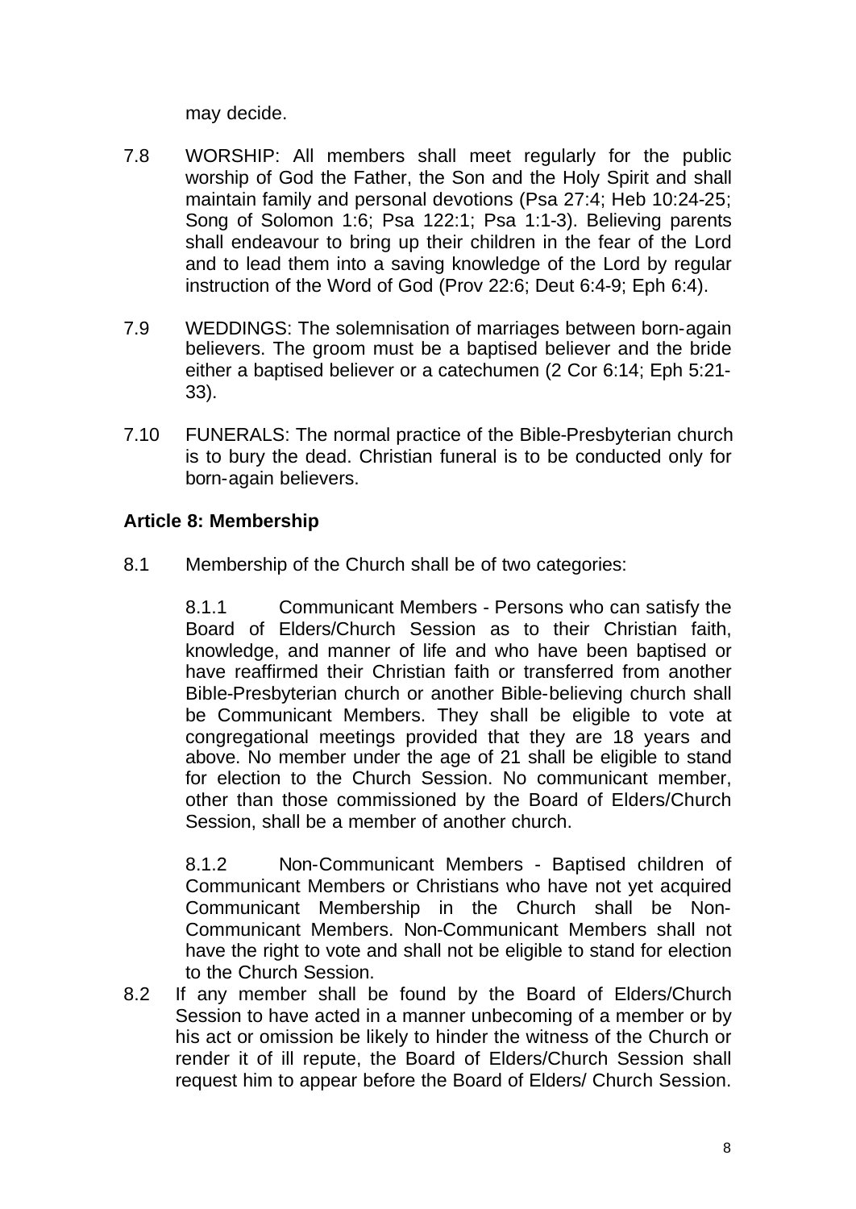may decide.

7.8 WORSHIP: All members shall meet regularly for the public worship of God the Father, the Son and the Holy Spirit and shall maintain family and personal devotions (Psa 27:4; Heb 10:24-25; Song of Solomon 1:6; Psa 122:1; Psa 1:1-3). Believing parents shall endeavour to bring up their children in the fear of the Lord and to lead them into a saving knowledge of the Lord by regular instruction of the Word of God (Prov 22:6; Deut 6:4-9; Eph 6:4).

7.9 WEDDINGS: The solemnisation of marriages between born-again believers. The groom must be a baptised believer and the bride either a baptised believer or a catechumen (2 Cor 6:14; Eph 5:21-33).

7.10 FUNERALS: The normal practice of the Bible-Presbyterian church is to bury the dead. Christian funeral is to be conducted only for born-again believers.

**Article 8: Membership**

8.1 Membership of the Church shall be of two categories:

8.1.1 Communicant Members - Persons who can satisfy the Board of Elders/Church Session as to their Christian faith, knowledge, and manner of life and who have been baptised or have reaffirmed their Christian faith or transferred from another Bible-Presbyterian church or another Bible-believing church shall be Communicant Members. They shall be eligible to vote at congregational meetings provided that they are 18 years and above. No member under the age of 21 shall be eligible to stand for election to the Church Session. No communicant member, other than those commissioned by the Board of Elders/Church Session, shall be a member of another church.

8.1.2 Non-Communicant Members - Baptised children of Communicant Members or Christians who have not yet acquired Communicant Membership in the Church shall be Non-Communicant Members. Non-Communicant Members shall not have the right to vote and shall not be eligible to stand for election to the Church Session.

8.2 If any member shall be found by the Board of Elders/Church Session to have acted in a manner unbecoming of a member or by his act or omission be likely to hinder the witness of the Church or render it of ill repute, the Board of Elders/Church Session shall request him to appear before the Board of Elders/ Church Session.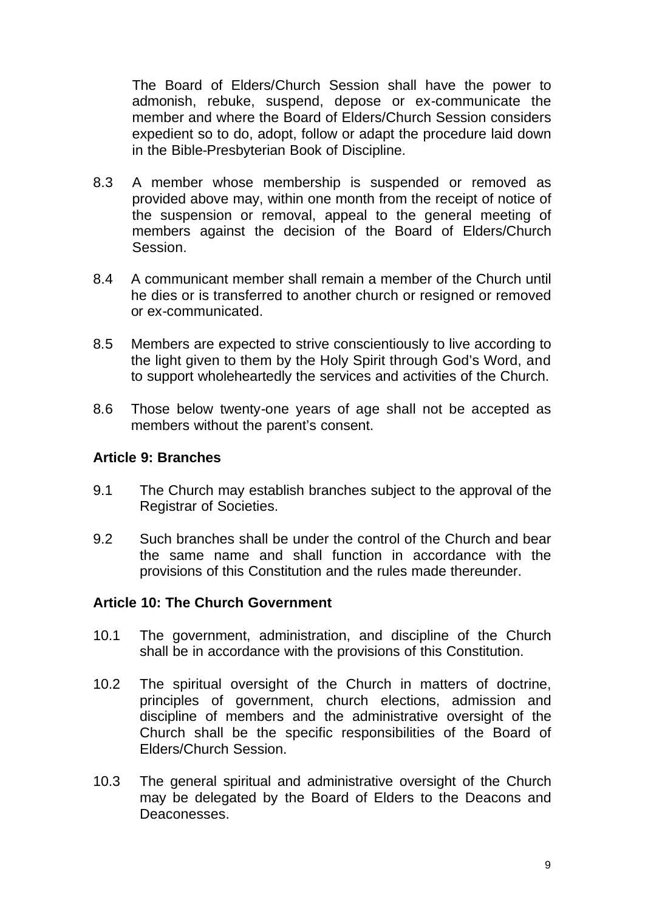The Board of Elders/Church Session shall have the power to admonish, rebuke, suspend, depose or ex-communicate the member and where the Board of Elders/Church Session considers expedient so to do, adopt, follow or adapt the procedure laid down in the Bible-Presbyterian Book of Discipline.

8.3 A member whose membership is suspended or removed as provided above may, within one month from the receipt of notice of the suspension or removal, appeal to the general meeting of members against the decision of the Board of Elders/Church Session.

8.4 A communicant member shall remain a member of the Church until he dies or is transferred to another church or resigned or removed or ex-communicated.

8.5 Members are expected to strive conscientiously to live according to the light given to them by the Holy Spirit through God's Word, and to support wholeheartedly the services and activities of the Church.

8.6 Those below twenty-one years of age shall not be accepted as members without the parent's consent.

**Article 9: Branches**

9.1 The Church may establish branches subject to the approval of the Registrar of Societies.

9.2 Such branches shall be under the control of the Church and bear the same name and shall function in accordance with the provisions of this Constitution and the rules made thereunder.

**Article 10: The Church Government**

10.1 The government, administration, and discipline of the Church shall be in accordance with the provisions of this Constitution.

10.2 The spiritual oversight of the Church in matters of doctrine, principles of government, church elections, admission and discipline of members and the administrative oversight of the Church shall be the specific responsibilities of the Board of Elders/Church Session.

10.3 The general spiritual and administrative oversight of the Church may be delegated by the Board of Elders to the Deacons and Deaconesses.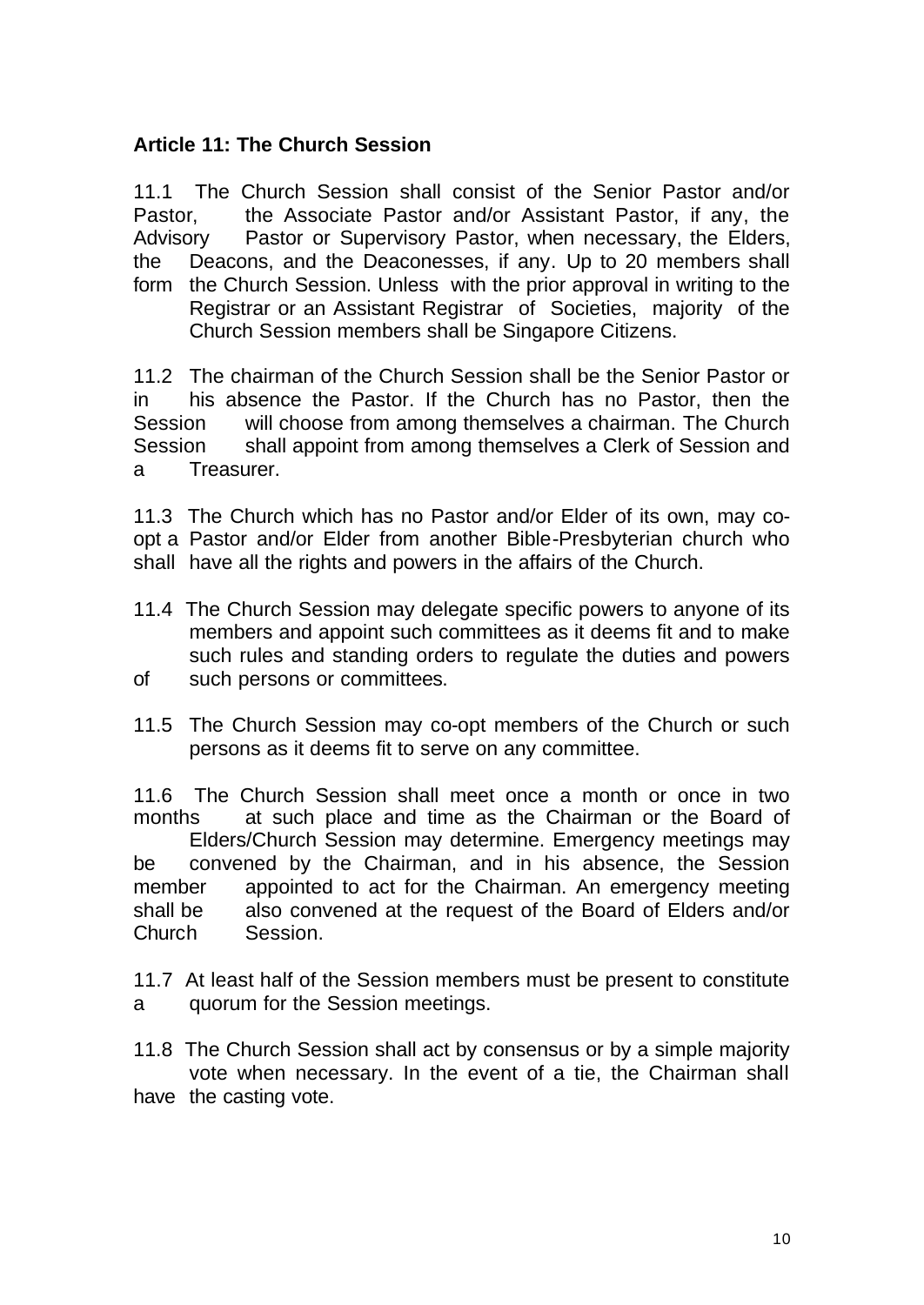**Article 11: The Church Session**

11.1 The Church Session shall consist of the Senior Pastor and/or Pastor, the Associate Pastor and/or Assistant Pastor, if any, the Advisory Pastor or Supervisory Pastor, when necessary, the Elders, the Deacons, and the Deaconesses, if any. Up to 20 members shall form the Church Session. Unless with the prior approval in writing to the Registrar or an Assistant Registrar of Societies, majority of the Church Session members shall be Singapore Citizens.

11.2 The chairman of the Church Session shall be the Senior Pastor or in his absence the Pastor. If the Church has no Pastor, then the Session will choose from among themselves a chairman. The Church Session shall appoint from among themselves a Clerk of Session and a Treasurer.

11.3 The Church which has no Pastor and/or Elder of its own, may co-opt a Pastor and/or Elder from another Bible-Presbyterian church who shall have all the rights and powers in the affairs of the Church.

11.4 The Church Session may delegate specific powers to anyone of its members and appoint such committees as it deems fit and to make such rules and standing orders to regulate the duties and powers of such persons or committees.

11.5 The Church Session may co-opt members of the Church or such persons as it deems fit to serve on any committee.

11.6 The Church Session shall meet once a month or once in two months at such place and time as the Chairman or the Board of Elders/Church Session may determine. Emergency meetings may be convened by the Chairman, and in his absence, the Session member appointed to act for the Chairman. An emergency meeting shall be also convened at the request of the Board of Elders and/or Church Session.

11.7 At least half of the Session members must be present to constitute a quorum for the Session meetings.

11.8 The Church Session shall act by consensus or by a simple majority vote when necessary. In the event of a tie, the Chairman shall have the casting vote.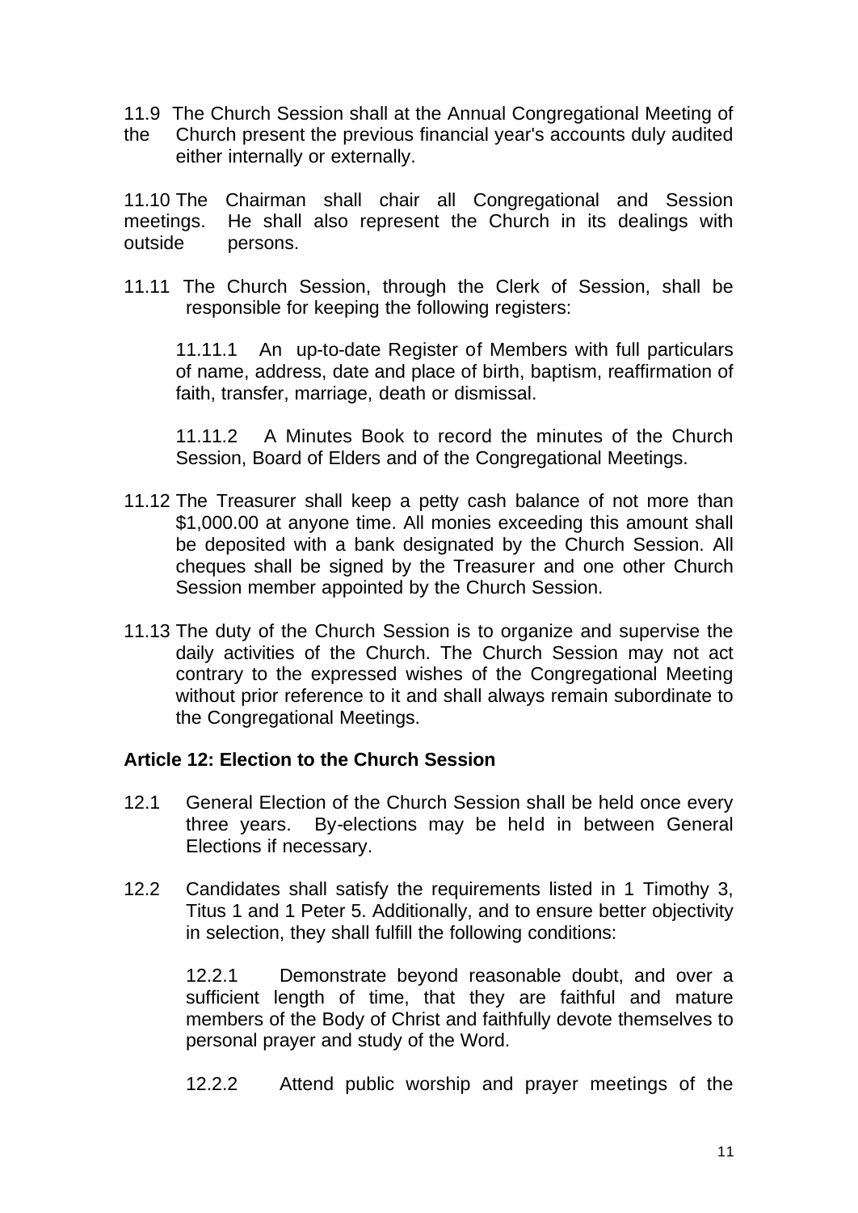11.9 The Church Session shall at the Annual Congregational Meeting of the Church present the previous financial year's accounts duly audited either internally or externally.

11.10 The Chairman shall chair all Congregational and Session meetings. He shall also represent the Church in its dealings with outside persons.

11.11 The Church Session, through the Clerk of Session, shall be responsible for keeping the following registers:

11.11.1 An up-to-date Register of Members with full particulars of name, address, date and place of birth, baptism, reaffirmation of faith, transfer, marriage, death or dismissal.

11.11.2 A Minutes Book to record the minutes of the Church Session, Board of Elders and of the Congregational Meetings.

11.12 The Treasurer shall keep a petty cash balance of not more than $1,000.00 at anyone time. All monies exceeding this amount shall be deposited with a bank designated by the Church Session. All cheques shall be signed by the Treasurer and one other Church Session member appointed by the Church Session.

11.13 The duty of the Church Session is to organize and supervise the daily activities of the Church. The Church Session may not act contrary to the expressed wishes of the Congregational Meeting without prior reference to it and shall always remain subordinate to the Congregational Meetings.

**Article 12: Election to the Church Session**

12.1 General Election of the Church Session shall be held once every three years. By-elections may be held in between General Elections if necessary.

12.2 Candidates shall satisfy the requirements listed in 1 Timothy 3, Titus 1 and 1 Peter 5. Additionally, and to ensure better objectivity in selection, they shall fulfill the following conditions:

12.2.1 Demonstrate beyond reasonable doubt, and over a sufficient length of time, that they are faithful and mature members of the Body of Christ and faithfully devote themselves to personal prayer and study of the Word.

12.2.2 Attend public worship and prayer meetings of the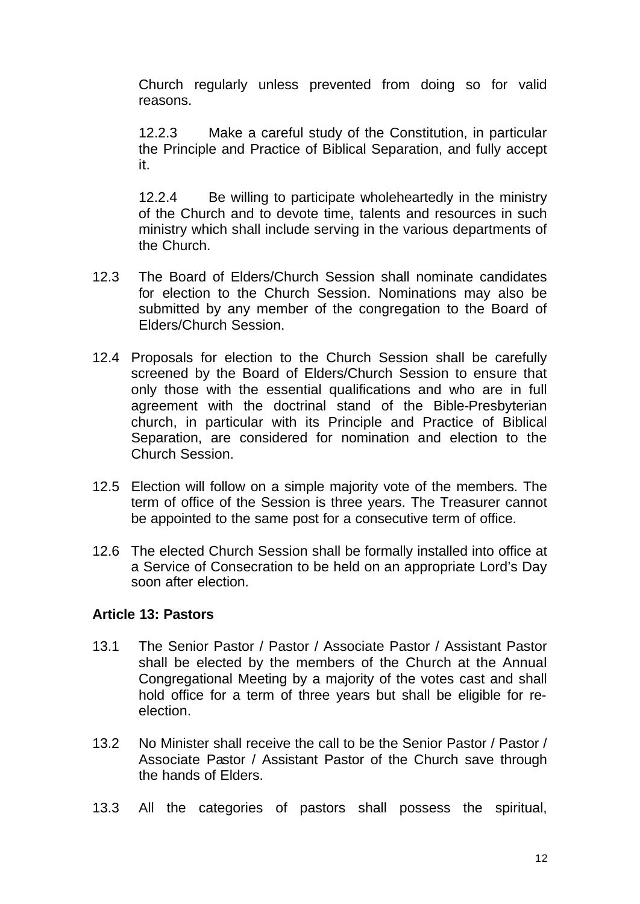Church regularly unless prevented from doing so for valid reasons.

12.2.3 Make a careful study of the Constitution, in particular the Principle and Practice of Biblical Separation, and fully accept it.

12.2.4 Be willing to participate wholeheartedly in the ministry of the Church and to devote time, talents and resources in such ministry which shall include serving in the various departments of the Church.

12.3 The Board of Elders/Church Session shall nominate candidates for election to the Church Session. Nominations may also be submitted by any member of the congregation to the Board of Elders/Church Session.

12.4 Proposals for election to the Church Session shall be carefully screened by the Board of Elders/Church Session to ensure that only those with the essential qualifications and who are in full agreement with the doctrinal stand of the Bible-Presbyterian church, in particular with its Principle and Practice of Biblical Separation, are considered for nomination and election to the Church Session.

12.5 Election will follow on a simple majority vote of the members. The term of office of the Session is three years. The Treasurer cannot be appointed to the same post for a consecutive term of office.

12.6 The elected Church Session shall be formally installed into office at a Service of Consecration to be held on an appropriate Lord's Day soon after election.

**Article 13: Pastors**

13.1 The Senior Pastor / Pastor / Associate Pastor / Assistant Pastor shall be elected by the members of the Church at the Annual Congregational Meeting by a majority of the votes cast and shall hold office for a term of three years but shall be eligible for re-election.

13.2 No Minister shall receive the call to be the Senior Pastor / Pastor / Associate Pastor / Assistant Pastor of the Church save through the hands of Elders.

13.3 All the categories of pastors shall possess the spiritual,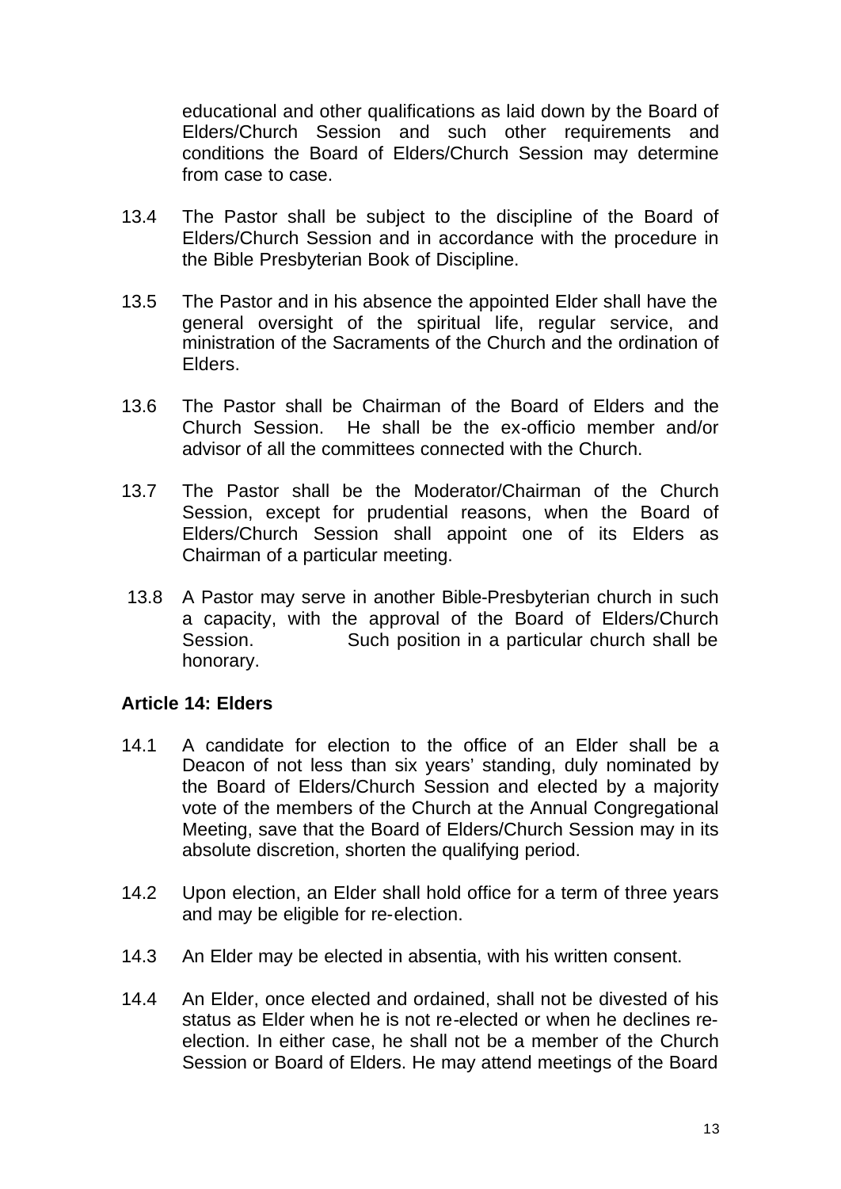educational and other qualifications as laid down by the Board of Elders/Church Session and such other requirements and conditions the Board of Elders/Church Session may determine from case to case.

13.4 The Pastor shall be subject to the discipline of the Board of Elders/Church Session and in accordance with the procedure in the Bible Presbyterian Book of Discipline.

13.5 The Pastor and in his absence the appointed Elder shall have the general oversight of the spiritual life, regular service, and ministration of the Sacraments of the Church and the ordination of Elders.

13.6 The Pastor shall be Chairman of the Board of Elders and the Church Session. He shall be the ex-officio member and/or advisor of all the committees connected with the Church.

13.7 The Pastor shall be the Moderator/Chairman of the Church Session, except for prudential reasons, when the Board of Elders/Church Session shall appoint one of its Elders as Chairman of a particular meeting.

13.8 A Pastor may serve in another Bible-Presbyterian church in such a capacity, with the approval of the Board of Elders/Church Session. Such position in a particular church shall be honorary.

**Article 14: Elders**

14.1 A candidate for election to the office of an Elder shall be a Deacon of not less than six years' standing, duly nominated by the Board of Elders/Church Session and elected by a majority vote of the members of the Church at the Annual Congregational Meeting, save that the Board of Elders/Church Session may in its absolute discretion, shorten the qualifying period.

14.2 Upon election, an Elder shall hold office for a term of three years and may be eligible for re-election.

14.3 An Elder may be elected in absentia, with his written consent.

14.4 An Elder, once elected and ordained, shall not be divested of his status as Elder when he is not re-elected or when he declines re-election. In either case, he shall not be a member of the Church Session or Board of Elders. He may attend meetings of the Board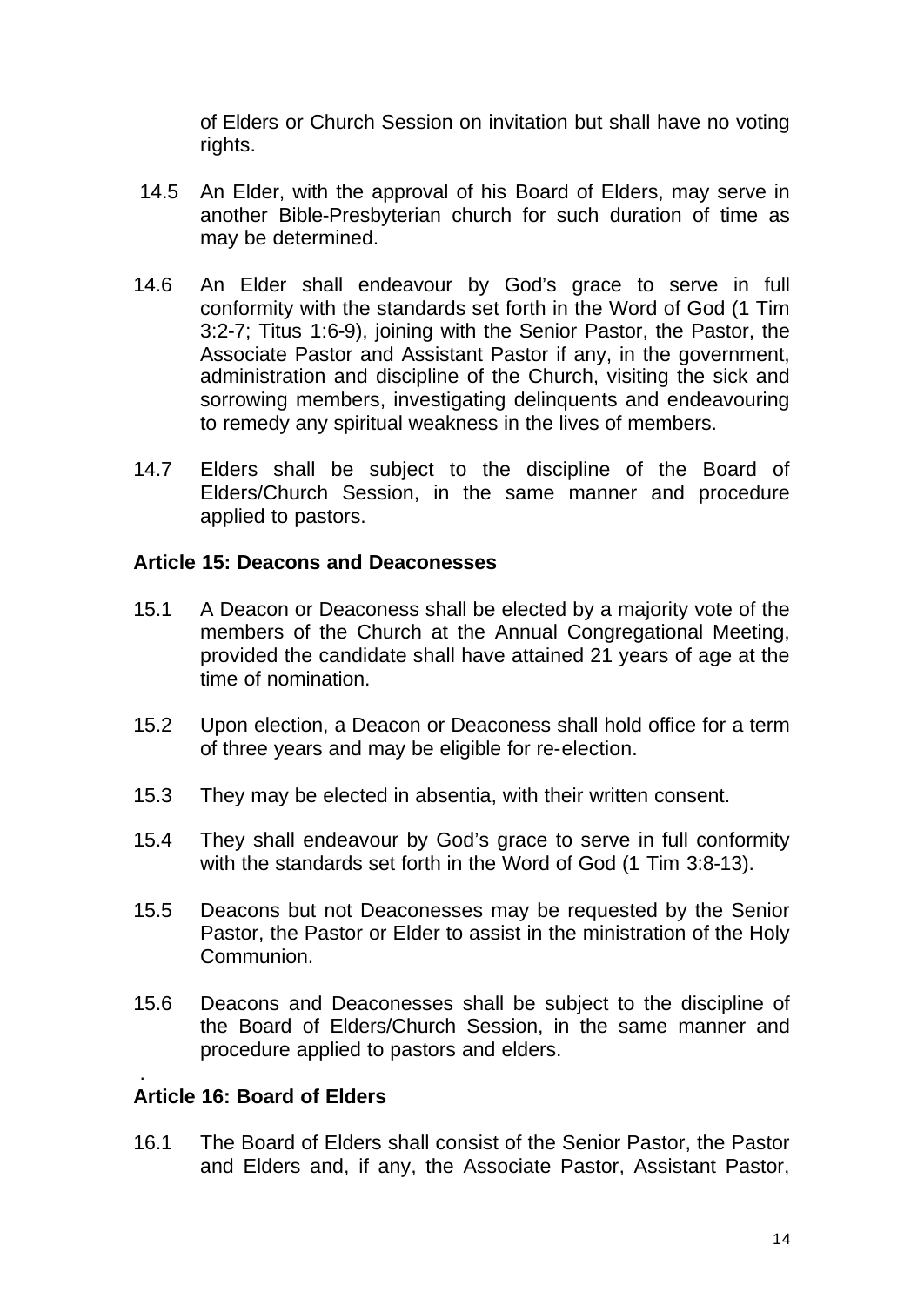of Elders or Church Session on invitation but shall have no voting rights.

14.5 An Elder, with the approval of his Board of Elders, may serve in another Bible-Presbyterian church for such duration of time as may be determined.

14.6 An Elder shall endeavour by God's grace to serve in full conformity with the standards set forth in the Word of God (1 Tim 3:2-7; Titus 1:6-9), joining with the Senior Pastor, the Pastor, the Associate Pastor and Assistant Pastor if any, in the government, administration and discipline of the Church, visiting the sick and sorrowing members, investigating delinquents and endeavouring to remedy any spiritual weakness in the lives of members.

14.7 Elders shall be subject to the discipline of the Board of Elders/Church Session, in the same manner and procedure applied to pastors.

**Article 15: Deacons and Deaconesses**

15.1 A Deacon or Deaconess shall be elected by a majority vote of the members of the Church at the Annual Congregational Meeting, provided the candidate shall have attained 21 years of age at the time of nomination.

15.2 Upon election, a Deacon or Deaconess shall hold office for a term of three years and may be eligible for re-election.

15.3 They may be elected in absentia, with their written consent.

15.4 They shall endeavour by God's grace to serve in full conformity with the standards set forth in the Word of God (1 Tim 3:8-13).

15.5 Deacons but not Deaconesses may be requested by the Senior Pastor, the Pastor or Elder to assist in the ministration of the Holy Communion.

15.6 Deacons and Deaconesses shall be subject to the discipline of the Board of Elders/Church Session, in the same manner and procedure applied to pastors and elders.

**Article 16: Board of Elders**

16.1 The Board of Elders shall consist of the Senior Pastor, the Pastor and Elders and, if any, the Associate Pastor, Assistant Pastor,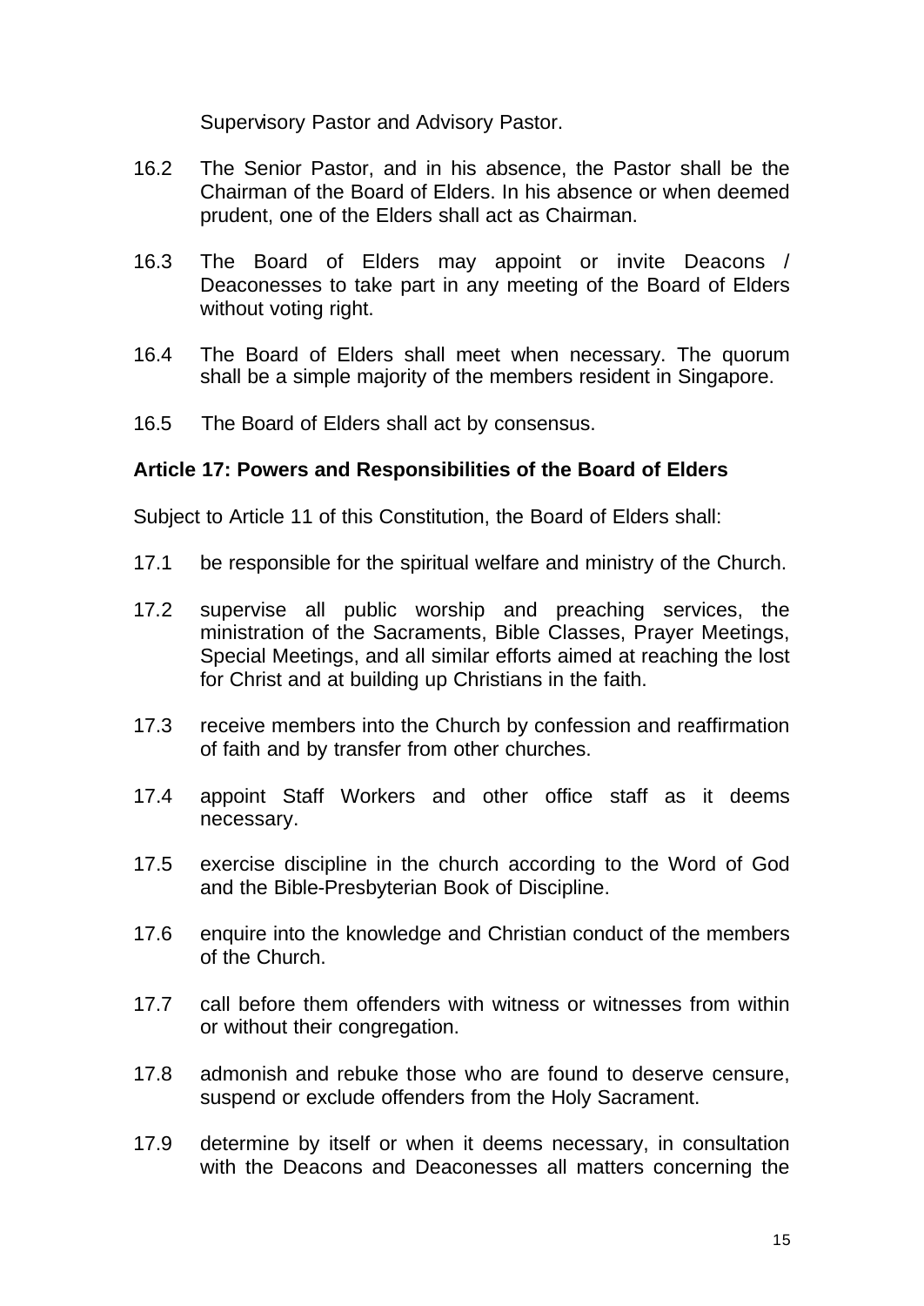Supervisory Pastor and Advisory Pastor.

16.2 The Senior Pastor, and in his absence, the Pastor shall be the Chairman of the Board of Elders. In his absence or when deemed prudent, one of the Elders shall act as Chairman.

16.3 The Board of Elders may appoint or invite Deacons / Deaconesses to take part in any meeting of the Board of Elders without voting right.

16.4 The Board of Elders shall meet when necessary. The quorum shall be a simple majority of the members resident in Singapore.

16.5 The Board of Elders shall act by consensus.

**Article 17: Powers and Responsibilities of the Board of Elders**

Subject to Article 11 of this Constitution, the Board of Elders shall:

17.1 be responsible for the spiritual welfare and ministry of the Church.

17.2 supervise all public worship and preaching services, the ministration of the Sacraments, Bible Classes, Prayer Meetings, Special Meetings, and all similar efforts aimed at reaching the lost for Christ and at building up Christians in the faith.

17.3 receive members into the Church by confession and reaffirmation of faith and by transfer from other churches.

17.4 appoint Staff Workers and other office staff as it deems necessary.

17.5 exercise discipline in the church according to the Word of God and the Bible-Presbyterian Book of Discipline.

17.6 enquire into the knowledge and Christian conduct of the members of the Church.

17.7 call before them offenders with witness or witnesses from within or without their congregation.

17.8 admonish and rebuke those who are found to deserve censure, suspend or exclude offenders from the Holy Sacrament.

17.9 determine by itself or when it deems necessary, in consultation with the Deacons and Deaconesses all matters concerning the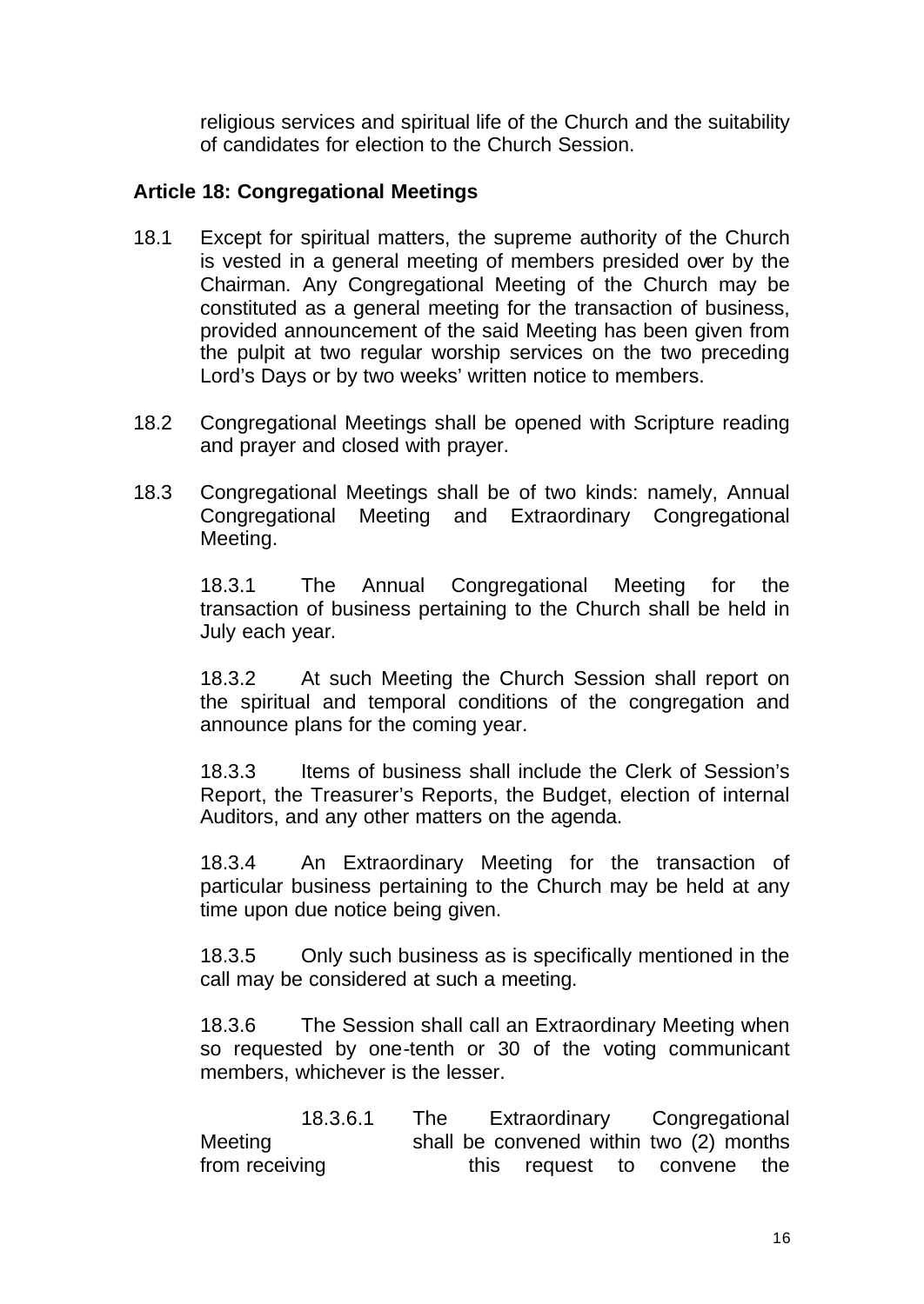religious services and spiritual life of the Church and the suitability of candidates for election to the Church Session.

**Article 18: Congregational Meetings**

18.1 Except for spiritual matters, the supreme authority of the Church is vested in a general meeting of members presided over by the Chairman. Any Congregational Meeting of the Church may be constituted as a general meeting for the transaction of business, provided announcement of the said Meeting has been given from the pulpit at two regular worship services on the two preceding Lord's Days or by two weeks' written notice to members.

18.2 Congregational Meetings shall be opened with Scripture reading and prayer and closed with prayer.

18.3 Congregational Meetings shall be of two kinds: namely, Annual Congregational Meeting and Extraordinary Congregational Meeting.

18.3.1 The Annual Congregational Meeting for the transaction of business pertaining to the Church shall be held in July each year.

18.3.2 At such Meeting the Church Session shall report on the spiritual and temporal conditions of the congregation and announce plans for the coming year.

18.3.3 Items of business shall include the Clerk of Session's Report, the Treasurer's Reports, the Budget, election of internal Auditors, and any other matters on the agenda.

18.3.4 An Extraordinary Meeting for the transaction of particular business pertaining to the Church may be held at any time upon due notice being given.

18.3.5 Only such business as is specifically mentioned in the call may be considered at such a meeting.

18.3.6 The Session shall call an Extraordinary Meeting when so requested by one-tenth or 30 of the voting communicant members, whichever is the lesser.

18.3.6.1 The Extraordinary Congregational Meeting shall be convened within two (2) months from receiving this request to convene the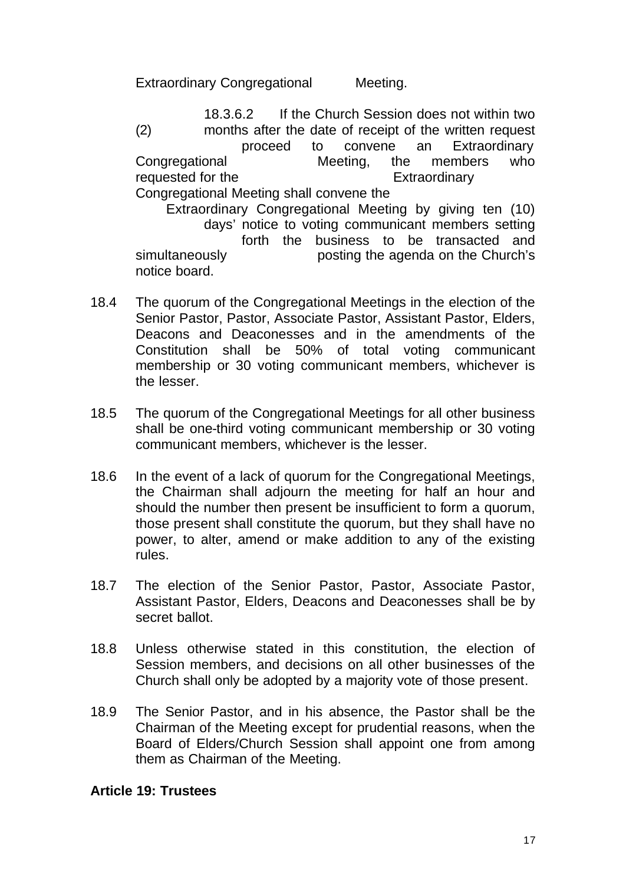Extraordinary Congregational Meeting.

18.3.6.2 If the Church Session does not within two (2) months after the date of receipt of the written request proceed to convene an Extraordinary Congregational Meeting, the members who requested for the Extraordinary Congregational Meeting shall convene the Extraordinary Congregational Meeting by giving ten (10) days' notice to voting communicant members setting forth the business to be transacted and simultaneously posting the agenda on the Church's notice board.

18.4 The quorum of the Congregational Meetings in the election of the Senior Pastor, Pastor, Associate Pastor, Assistant Pastor, Elders, Deacons and Deaconesses and in the amendments of the Constitution shall be 50% of total voting communicant membership or 30 voting communicant members, whichever is the lesser.

18.5 The quorum of the Congregational Meetings for all other business shall be one-third voting communicant membership or 30 voting communicant members, whichever is the lesser.

18.6 In the event of a lack of quorum for the Congregational Meetings, the Chairman shall adjourn the meeting for half an hour and should the number then present be insufficient to form a quorum, those present shall constitute the quorum, but they shall have no power, to alter, amend or make addition to any of the existing rules.

18.7 The election of the Senior Pastor, Pastor, Associate Pastor, Assistant Pastor, Elders, Deacons and Deaconesses shall be by secret ballot.

18.8 Unless otherwise stated in this constitution, the election of Session members, and decisions on all other businesses of the Church shall only be adopted by a majority vote of those present.

18.9 The Senior Pastor, and in his absence, the Pastor shall be the Chairman of the Meeting except for prudential reasons, when the Board of Elders/Church Session shall appoint one from among them as Chairman of the Meeting.

**Article 19: Trustees**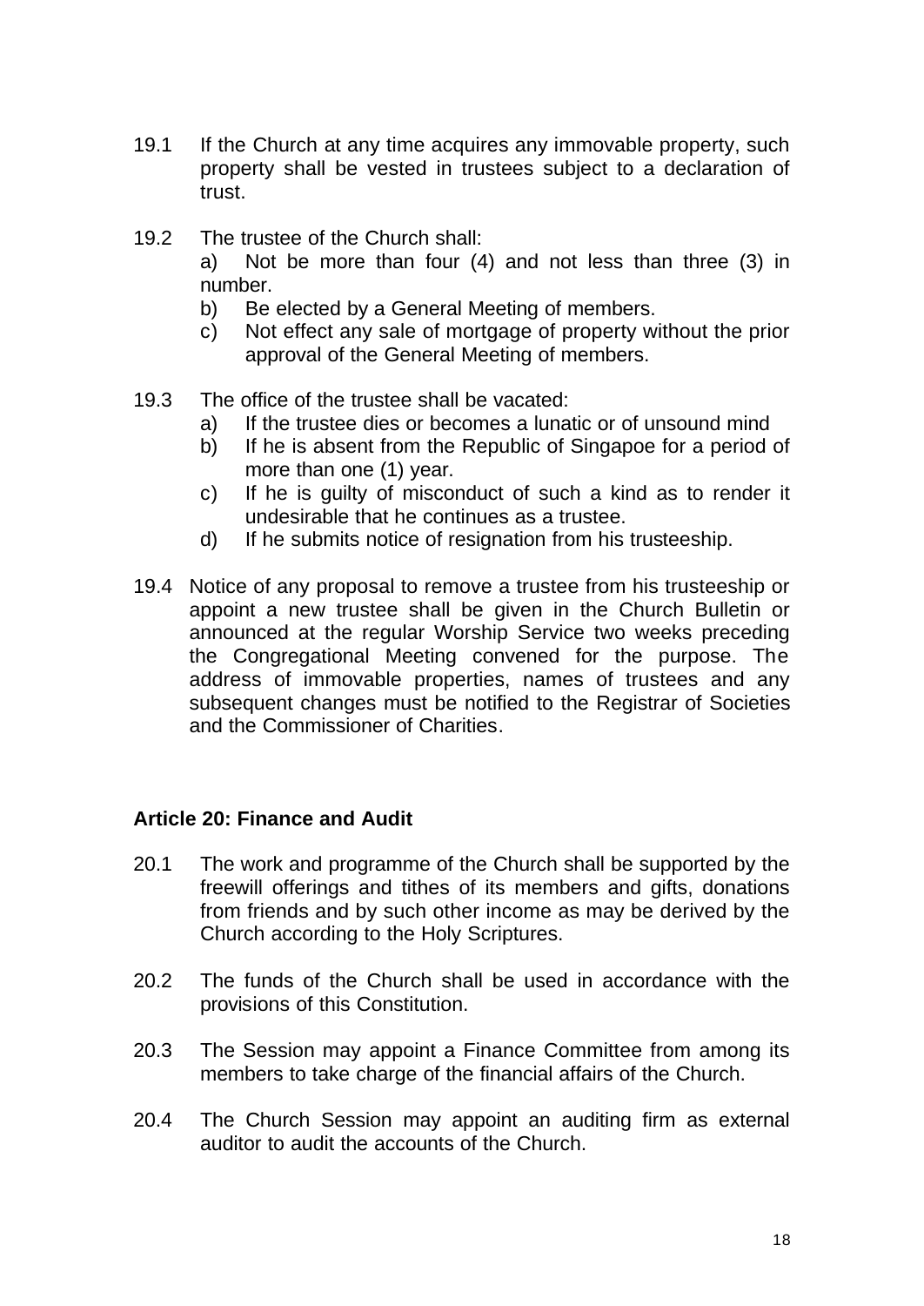19.1 If the Church at any time acquires any immovable property, such property shall be vested in trustees subject to a declaration of trust.

19.2 The trustee of the Church shall:
- a) Not be more than four (4) and not less than three (3) in number.
- b) Be elected by a General Meeting of members.
- c) Not effect any sale of mortgage of property without the prior approval of the General Meeting of members.

19.3 The office of the trustee shall be vacated:
- a) If the trustee dies or becomes a lunatic or of unsound mind
- b) If he is absent from the Republic of Singapoe for a period of more than one (1) year.
- c) If he is guilty of misconduct of such a kind as to render it undesirable that he continues as a trustee.
- d) If he submits notice of resignation from his trusteeship.

19.4 Notice of any proposal to remove a trustee from his trusteeship or appoint a new trustee shall be given in the Church Bulletin or announced at the regular Worship Service two weeks preceding the Congregational Meeting convened for the purpose. The address of immovable properties, names of trustees and any subsequent changes must be notified to the Registrar of Societies and the Commissioner of Charities.

**Article 20: Finance and Audit**

20.1 The work and programme of the Church shall be supported by the freewill offerings and tithes of its members and gifts, donations from friends and by such other income as may be derived by the Church according to the Holy Scriptures.

20.2 The funds of the Church shall be used in accordance with the provisions of this Constitution.

20.3 The Session may appoint a Finance Committee from among its members to take charge of the financial affairs of the Church.

20.4 The Church Session may appoint an auditing firm as external auditor to audit the accounts of the Church.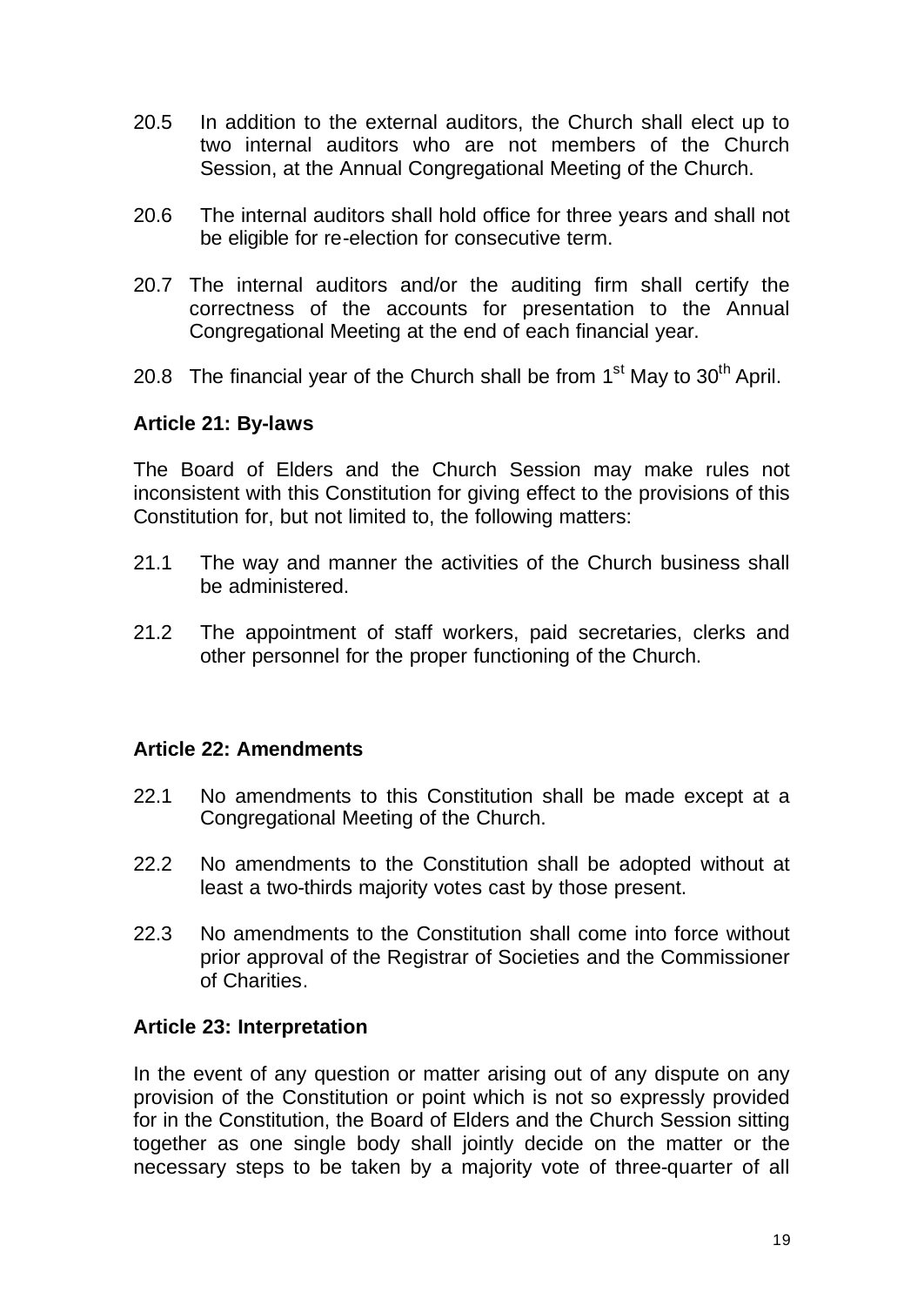20.5 In addition to the external auditors, the Church shall elect up to two internal auditors who are not members of the Church Session, at the Annual Congregational Meeting of the Church.

20.6 The internal auditors shall hold office for three years and shall not be eligible for re-election for consecutive term.

20.7 The internal auditors and/or the auditing firm shall certify the correctness of the accounts for presentation to the Annual Congregational Meeting at the end of each financial year.

20.8 The financial year of the Church shall be from 1st May to 30th April.

**Article 21: By-laws**

The Board of Elders and the Church Session may make rules not inconsistent with this Constitution for giving effect to the provisions of this Constitution for, but not limited to, the following matters:

21.1 The way and manner the activities of the Church business shall be administered.

21.2 The appointment of staff workers, paid secretaries, clerks and other personnel for the proper functioning of the Church.

**Article 22: Amendments**

22.1 No amendments to this Constitution shall be made except at a Congregational Meeting of the Church.

22.2 No amendments to the Constitution shall be adopted without at least a two-thirds majority votes cast by those present.

22.3 No amendments to the Constitution shall come into force without prior approval of the Registrar of Societies and the Commissioner of Charities.

**Article 23: Interpretation**

In the event of any question or matter arising out of any dispute on any provision of the Constitution or point which is not so expressly provided for in the Constitution, the Board of Elders and the Church Session sitting together as one single body shall jointly decide on the matter or the necessary steps to be taken by a majority vote of three-quarter of all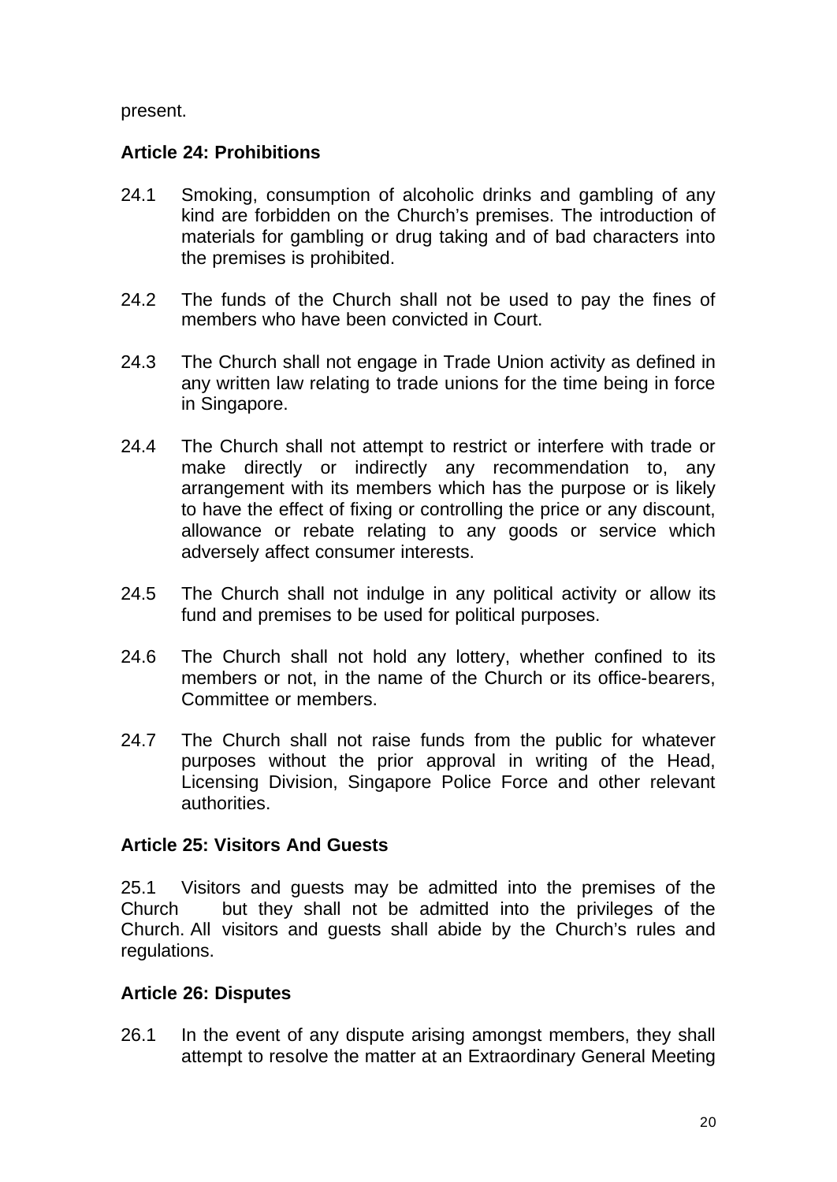present.

**Article 24: Prohibitions**

24.1 Smoking, consumption of alcoholic drinks and gambling of any kind are forbidden on the Church's premises. The introduction of materials for gambling or drug taking and of bad characters into the premises is prohibited.

24.2 The funds of the Church shall not be used to pay the fines of members who have been convicted in Court.

24.3 The Church shall not engage in Trade Union activity as defined in any written law relating to trade unions for the time being in force in Singapore.

24.4 The Church shall not attempt to restrict or interfere with trade or make directly or indirectly any recommendation to, any arrangement with its members which has the purpose or is likely to have the effect of fixing or controlling the price or any discount, allowance or rebate relating to any goods or service which adversely affect consumer interests.

24.5 The Church shall not indulge in any political activity or allow its fund and premises to be used for political purposes.

24.6 The Church shall not hold any lottery, whether confined to its members or not, in the name of the Church or its office-bearers, Committee or members.

24.7 The Church shall not raise funds from the public for whatever purposes without the prior approval in writing of the Head, Licensing Division, Singapore Police Force and other relevant authorities.

**Article 25: Visitors And Guests**

25.1 Visitors and guests may be admitted into the premises of the Church but they shall not be admitted into the privileges of the Church. All visitors and guests shall abide by the Church's rules and regulations.

**Article 26: Disputes**

26.1 In the event of any dispute arising amongst members, they shall attempt to resolve the matter at an Extraordinary General Meeting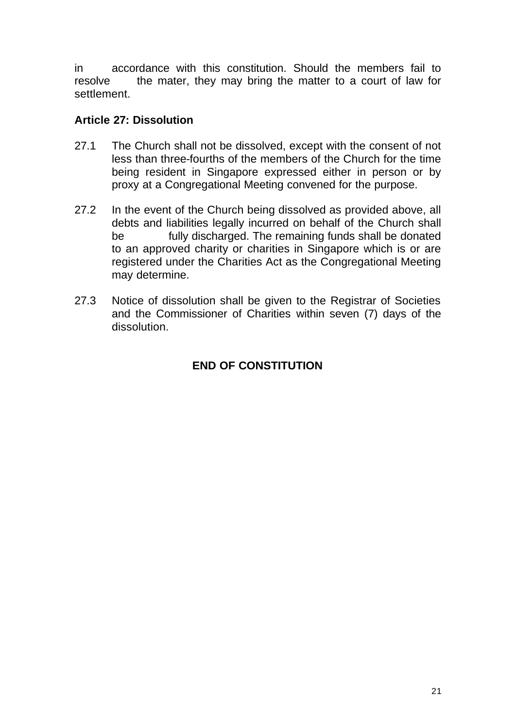in accordance with this constitution. Should the members fail to resolve the mater, they may bring the matter to a court of law for settlement.

**Article 27: Dissolution**

27.1 The Church shall not be dissolved, except with the consent of not less than three-fourths of the members of the Church for the time being resident in Singapore expressed either in person or by proxy at a Congregational Meeting convened for the purpose.

27.2 In the event of the Church being dissolved as provided above, all debts and liabilities legally incurred on behalf of the Church shall be fully discharged. The remaining funds shall be donated to an approved charity or charities in Singapore which is or are registered under the Charities Act as the Congregational Meeting may determine.

27.3 Notice of dissolution shall be given to the Registrar of Societies and the Commissioner of Charities within seven (7) days of the dissolution.

**END OF CONSTITUTION**